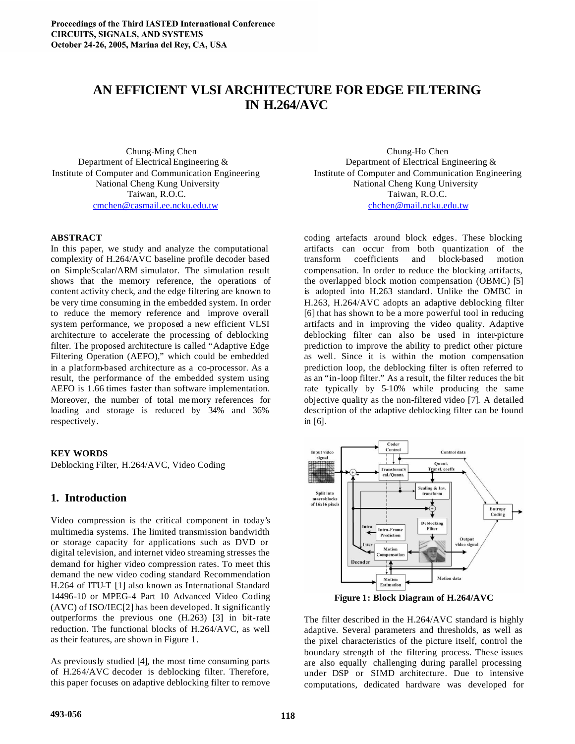Proceedings of the Third IASTED International Conference
CIRCUITS, SIGNALS, AND SYSTEMS
October 24-26, 2005, Marina del Rey, CA, USA

# AN EFFICIENT VLSI ARCHITECTURE FOR EDGE FILTERING IN H.264/AVC

Chung-Ming Chen
Department of Electrical Engineering &
Institute of Computer and Communication Engineering
National Cheng Kung University
Taiwan, R.O.C.
cmchen@casmail.ee.ncku.edu.tw

Chung-Ho Chen
Department of Electrical Engineering &
Institute of Computer and Communication Engineering
National Cheng Kung University
Taiwan, R.O.C.
chchen@mail.ncku.edu.tw

## ABSTRACT

In this paper, we study and analyze the computational complexity of H.264/AVC baseline profile decoder based on SimpleScalar/ARM simulator. The simulation result shows that the memory reference, the operations of content activity check, and the edge filtering are known to be very time consuming in the embedded system. In order to reduce the memory reference and improve overall system performance, we proposed a new efficient VLSI architecture to accelerate the processing of deblocking filter. The proposed architecture is called "Adaptive Edge Filtering Operation (AEFO)," which could be embedded in a platform-based architecture as a co-processor. As a result, the performance of the embedded system using AEFO is 1.66 times faster than software implementation. Moreover, the number of total memory references for loading and storage is reduced by 34% and 36% respectively.

## KEY WORDS

Deblocking Filter, H.264/AVC, Video Coding

## 1. Introduction

Video compression is the critical component in today's multimedia systems. The limited transmission bandwidth or storage capacity for applications such as DVD or digital television, and internet video streaming stresses the demand for higher video compression rates. To meet this demand the new video coding standard Recommendation H.264 of ITU-T [1] also known as International Standard 14496-10 or MPEG-4 Part 10 Advanced Video Coding (AVC) of ISO/IEC[2] has been developed. It significantly outperforms the previous one (H.263) [3] in bit-rate reduction. The functional blocks of H.264/AVC, as well as their features, are shown in Figure 1.

As previously studied [4], the most time consuming parts of H.264/AVC decoder is deblocking filter. Therefore, this paper focuses on adaptive deblocking filter to remove coding artefacts around block edges. These blocking artifacts can occur from both quantization of the transform coefficients and block-based motion compensation. In order to reduce the blocking artifacts, the overlapped block motion compensation (OBMC) [5] is adopted into H.263 standard. Unlike the OMBC in H.263, H.264/AVC adopts an adaptive deblocking filter [6] that has shown to be a more powerful tool in reducing artifacts and in improving the video quality. Adaptive deblocking filter can also be used in inter-picture prediction to improve the ability to predict other picture as well. Since it is within the motion compensation prediction loop, the deblocking filter is often referred to as an "in-loop filter." As a result, the filter reduces the bit rate typically by 5-10% while producing the same objective quality as the non-filtered video [7]. A detailed description of the adaptive deblocking filter can be found in [6].

**Figure 1: Block Diagram of H.264/AVC**

The filter described in the H.264/AVC standard is highly adaptive. Several parameters and thresholds, as well as the pixel characteristics of the picture itself, control the boundary strength of the filtering process. These issues are also equally challenging during parallel processing under DSP or SIMD architecture. Due to intensive computations, dedicated hardware was developed for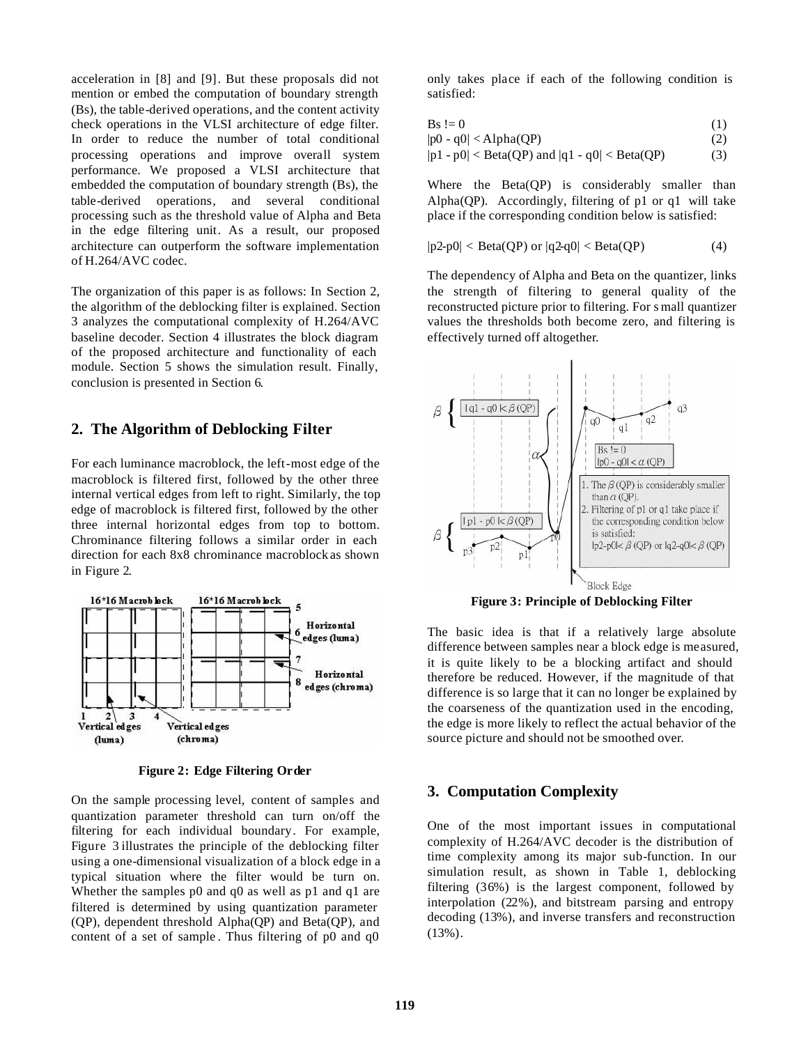acceleration in [8] and [9]. But these proposals did not mention or embed the computation of boundary strength (Bs), the table-derived operations, and the content activity check operations in the VLSI architecture of edge filter. In order to reduce the number of total conditional processing operations and improve overall system performance. We proposed a VLSI architecture that embedded the computation of boundary strength (Bs), the table-derived operations, and several conditional processing such as the threshold value of Alpha and Beta in the edge filtering unit. As a result, our proposed architecture can outperform the software implementation of H.264/AVC codec.

The organization of this paper is as follows: In Section 2, the algorithm of the deblocking filter is explained. Section 3 analyzes the computational complexity of H.264/AVC baseline decoder. Section 4 illustrates the block diagram of the proposed architecture and functionality of each module. Section 5 shows the simulation result. Finally, conclusion is presented in Section 6.

## 2. The Algorithm of Deblocking Filter

For each luminance macroblock, the left-most edge of the macroblock is filtered first, followed by the other three internal vertical edges from left to right. Similarly, the top edge of macroblock is filtered first, followed by the other three internal horizontal edges from top to bottom. Chrominance filtering follows a similar order in each direction for each 8x8 chrominance macroblock as shown in Figure 2.

**Figure 2: Edge Filtering Order**

On the sample processing level, content of samples and quantization parameter threshold can turn on/off the filtering for each individual boundary. For example, Figure 3 illustrates the principle of the deblocking filter using a one-dimensional visualization of a block edge in a typical situation where the filter would be turn on. Whether the samples p0 and q0 as well as p1 and q1 are filtered is determined by using quantization parameter (QP), dependent threshold Alpha(QP) and Beta(QP), and content of a set of sample. Thus filtering of p0 and q0 only takes place if each of the following condition is satisfied:

$$Bs \,!= 0 \quad (1)$$

$$|p0 - q0| < Alpha(QP) \quad (2)$$

$$|p1 - p0| < Beta(QP) \text{ and } |q1 - q0| < Beta(QP) \quad (3)$$

Where the Beta(QP) is considerably smaller than Alpha(QP). Accordingly, filtering of p1 or q1 will take place if the corresponding condition below is satisfied:

$$|p2-p0| < Beta(QP) \text{ or } |q2-q0| < Beta(QP) \quad (4)$$

The dependency of Alpha and Beta on the quantizer, links the strength of filtering to general quality of the reconstructed picture prior to filtering. For small quantizer values the thresholds both become zero, and filtering is effectively turned off altogether.

**Figure 3: Principle of Deblocking Filter**

The basic idea is that if a relatively large absolute difference between samples near a block edge is measured, it is quite likely to be a blocking artifact and should therefore be reduced. However, if the magnitude of that difference is so large that it can no longer be explained by the coarseness of the quantization used in the encoding, the edge is more likely to reflect the actual behavior of the source picture and should not be smoothed over.

## 3. Computation Complexity

One of the most important issues in computational complexity of H.264/AVC decoder is the distribution of time complexity among its major sub-function. In our simulation result, as shown in Table 1, deblocking filtering (36%) is the largest component, followed by interpolation (22%), and bitstream parsing and entropy decoding (13%), and inverse transfers and reconstruction (13%).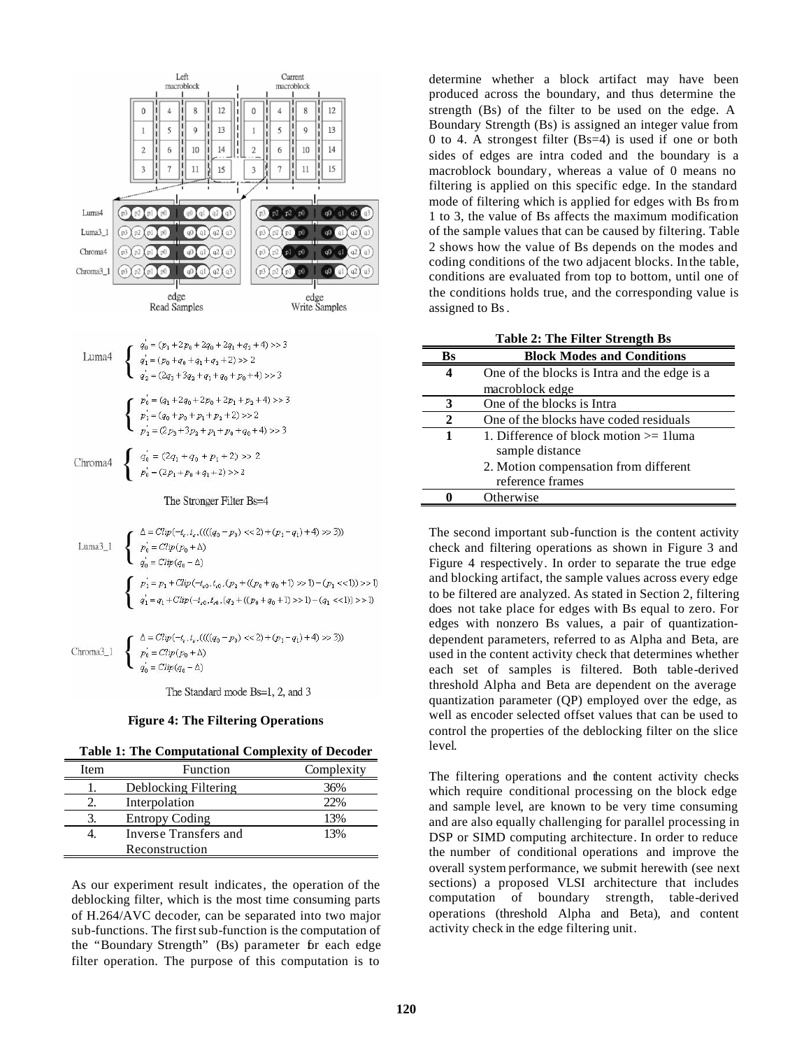Left macroblock | Current macroblock

Luma4, Luma3_1, Chroma4, Chroma3_1

edge Read Samples | edge Write Samples

**Luma4**

$$
\begin{cases}
q_0' = (p_1 + 2p_0 + 2q_0 + 2q_1 + q_2 + 4) >> 3 \\
q_1' = (p_0 + q_0 + q_1 + q_2 + 2) >> 2 \\
q_2' = (2q_3 + 3q_2 + q_1 + q_0 + p_0 + 4) >> 3
\end{cases}
$$

$$
\begin{cases}
p_0' = (q_1 + 2q_0 + 2p_0 + 2p_1 + p_2 + 4) >> 3 \\
p_1' = (q_0 + p_0 + p_1 + p_2 + 2) >> 2 \\
p_2' = (2p_3 + 3p_2 + p_1 + p_0 + q_0 + 4) >> 3
\end{cases}
$$

**Chroma4**

$$
\begin{cases}
q_0' = (2q_1 + q_0 + p_1 + 2) >> 2 \\
p_0' = (2p_1 + p_0 + q_1 + 2) >> 2
\end{cases}
$$

The Stronger Filter Bs=4

**Luma3_1**

$$
\begin{cases}
\Delta = Clip(-t_c, t_c, ((((q_0 - p_0) << 2) + (p_1 - q_1) + 4) >> 3)) \\
p_0' = Clip(p_0 + \Delta) \\
q_0' = Clip(q_0 - \Delta)
\end{cases}
$$

$$
\begin{cases}
p_1' = p_1 + Clip(-t_{c0}, t_{c0}, (p_2 + ((p_0 + q_0 + 1) >> 1) - (p_1 << 1)) >> 1) \\
q_1' = q_1 + Clip(-t_{c0}, t_{c0}, (q_2 + ((p_0 + q_0 + 1) >> 1) - (q_1 << 1)) >> 1)
\end{cases}
$$

**Chroma3_1**

$$
\begin{cases}
\Delta = Clip(-t_c, t_c, ((((q_0 - p_0) << 2) + (p_1 - q_1) + 4) >> 3)) \\
p_0' = Clip(p_0 + \Delta) \\
q_0' = Clip(q_0 - \Delta)
\end{cases}
$$

The Standard mode Bs=1, 2, and 3

**Figure 4: The Filtering Operations**

**Table 1: The Computational Complexity of Decoder**

| Item | Function | Complexity |
|---|---|---|
| 1. | Deblocking Filtering | 36% |
| 2. | Interpolation | 22% |
| 3. | Entropy Coding | 13% |
| 4. | Inverse Transfers and Reconstruction | 13% |

As our experiment result indicates, the operation of the deblocking filter, which is the most time consuming parts of H.264/AVC decoder, can be separated into two major sub-functions. The first sub-function is the computation of the "Boundary Strength" (Bs) parameter for each edge filter operation. The purpose of this computation is to determine whether a block artifact may have been produced across the boundary, and thus determine the strength (Bs) of the filter to be used on the edge. A Boundary Strength (Bs) is assigned an integer value from 0 to 4. A strongest filter (Bs=4) is used if one or both sides of edges are intra coded and the boundary is a macroblock boundary, whereas a value of 0 means no filtering is applied on this specific edge. In the standard mode of filtering which is applied for edges with Bs from 1 to 3, the value of Bs affects the maximum modification of the sample values that can be caused by filtering. Table 2 shows how the value of Bs depends on the modes and coding conditions of the two adjacent blocks. In the table, conditions are evaluated from top to bottom, until one of the conditions holds true, and the corresponding value is assigned to Bs.

**Table 2: The Filter Strength Bs**

| Bs | Block Modes and Conditions |
|---|---|
| **4** | One of the blocks is Intra and the edge is a macroblock edge |
| **3** | One of the blocks is Intra |
| **2** | One of the blocks have coded residuals |
| **1** | 1. Difference of block motion >= 1luma sample distance<br>2. Motion compensation from different reference frames |
| **0** | Otherwise |

The second important sub-function is the content activity check and filtering operations as shown in Figure 3 and Figure 4 respectively. In order to separate the true edge and blocking artifact, the sample values across every edge to be filtered are analyzed. As stated in Section 2, filtering does not take place for edges with Bs equal to zero. For edges with nonzero Bs values, a pair of quantization-dependent parameters, referred to as Alpha and Beta, are used in the content activity check that determines whether each set of samples is filtered. Both table-derived threshold Alpha and Beta are dependent on the average quantization parameter (QP) employed over the edge, as well as encoder selected offset values that can be used to control the properties of the deblocking filter on the slice level.

The filtering operations and the content activity checks which require conditional processing on the block edge and sample level, are known to be very time consuming and are also equally challenging for parallel processing in DSP or SIMD computing architecture. In order to reduce the number of conditional operations and improve the overall system performance, we submit herewith (see next sections) a proposed VLSI architecture that includes computation of boundary strength, table-derived operations (threshold Alpha and Beta), and content activity check in the edge filtering unit.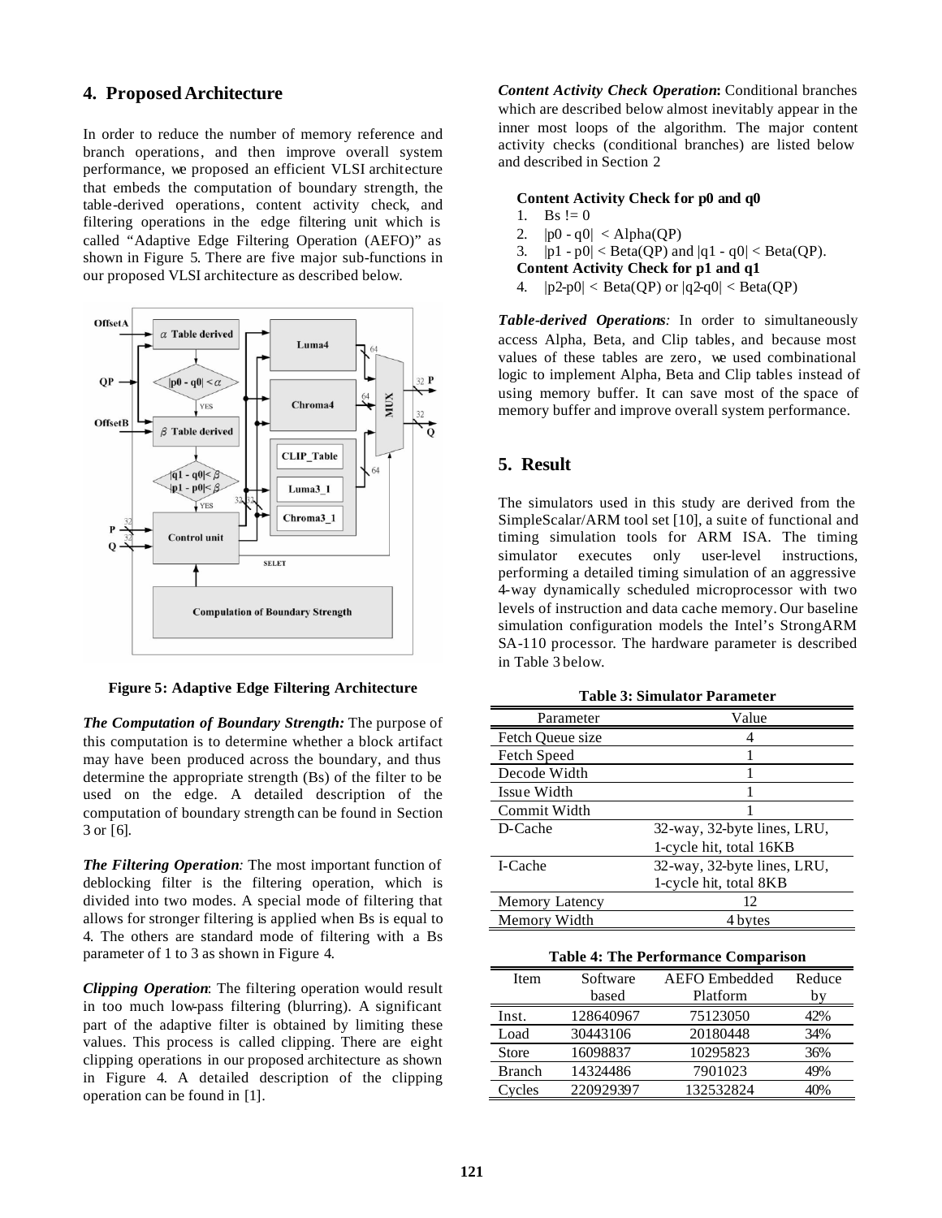## 4. Proposed Architecture

In order to reduce the number of memory reference and branch operations, and then improve overall system performance, we proposed an efficient VLSI architecture that embeds the computation of boundary strength, the table-derived operations, content activity check, and filtering operations in the edge filtering unit which is called "Adaptive Edge Filtering Operation (AEFO)" as shown in Figure 5. There are five major sub-functions in our proposed VLSI architecture as described below.

**Figure 5: Adaptive Edge Filtering Architecture**

***The Computation of Boundary Strength:*** The purpose of this computation is to determine whether a block artifact may have been produced across the boundary, and thus determine the appropriate strength (Bs) of the filter to be used on the edge. A detailed description of the computation of boundary strength can be found in Section 3 or [6].

***The Filtering Operation:*** The most important function of deblocking filter is the filtering operation, which is divided into two modes. A special mode of filtering that allows for stronger filtering is applied when Bs is equal to 4. The others are standard mode of filtering with a Bs parameter of 1 to 3 as shown in Figure 4.

***Clipping Operation*:** The filtering operation would result in too much low-pass filtering (blurring). A significant part of the adaptive filter is obtained by limiting these values. This process is called clipping. There are eight clipping operations in our proposed architecture as shown in Figure 4. A detailed description of the clipping operation can be found in [1].

***Content Activity Check Operation*:** Conditional branches which are described below almost inevitably appear in the inner most loops of the algorithm. The major content activity checks (conditional branches) are listed below and described in Section 2

**Content Activity Check for p0 and q0**

1. Bs != 0
2. |p0 - q0| < Alpha(QP)
3. |p1 - p0| < Beta(QP) and |q1 - q0| < Beta(QP).

**Content Activity Check for p1 and q1**

4. |p2-p0| < Beta(QP) or |q2-q0| < Beta(QP)

***Table-derived Operations:*** In order to simultaneously access Alpha, Beta, and Clip tables, and because most values of these tables are zero, we used combinational logic to implement Alpha, Beta and Clip tables instead of using memory buffer. It can save most of the space of memory buffer and improve overall system performance.

## 5. Result

The simulators used in this study are derived from the SimpleScalar/ARM tool set [10], a suite of functional and timing simulation tools for ARM ISA. The timing simulator executes only user-level instructions, performing a detailed timing simulation of an aggressive 4-way dynamically scheduled microprocessor with two levels of instruction and data cache memory. Our baseline simulation configuration models the Intel's StrongARM SA-110 processor. The hardware parameter is described in Table 3 below.

**Table 3: Simulator Parameter**

| Parameter | Value |
|---|---|
| Fetch Queue size | 4 |
| Fetch Speed | 1 |
| Decode Width | 1 |
| Issue Width | 1 |
| Commit Width | 1 |
| D-Cache | 32-way, 32-byte lines, LRU, 1-cycle hit, total 16KB |
| I-Cache | 32-way, 32-byte lines, LRU, 1-cycle hit, total 8KB |
| Memory Latency | 12 |
| Memory Width | 4 bytes |

**Table 4: The Performance Comparison**

| Item | Software based | AEFO Embedded Platform | Reduce by |
|---|---|---|---|
| Inst. | 128640967 | 75123050 | 42% |
| Load | 30443106 | 20180448 | 34% |
| Store | 16098837 | 10295823 | 36% |
| Branch | 14324486 | 7901023 | 49% |
| Cycles | 220929397 | 132532824 | 40% |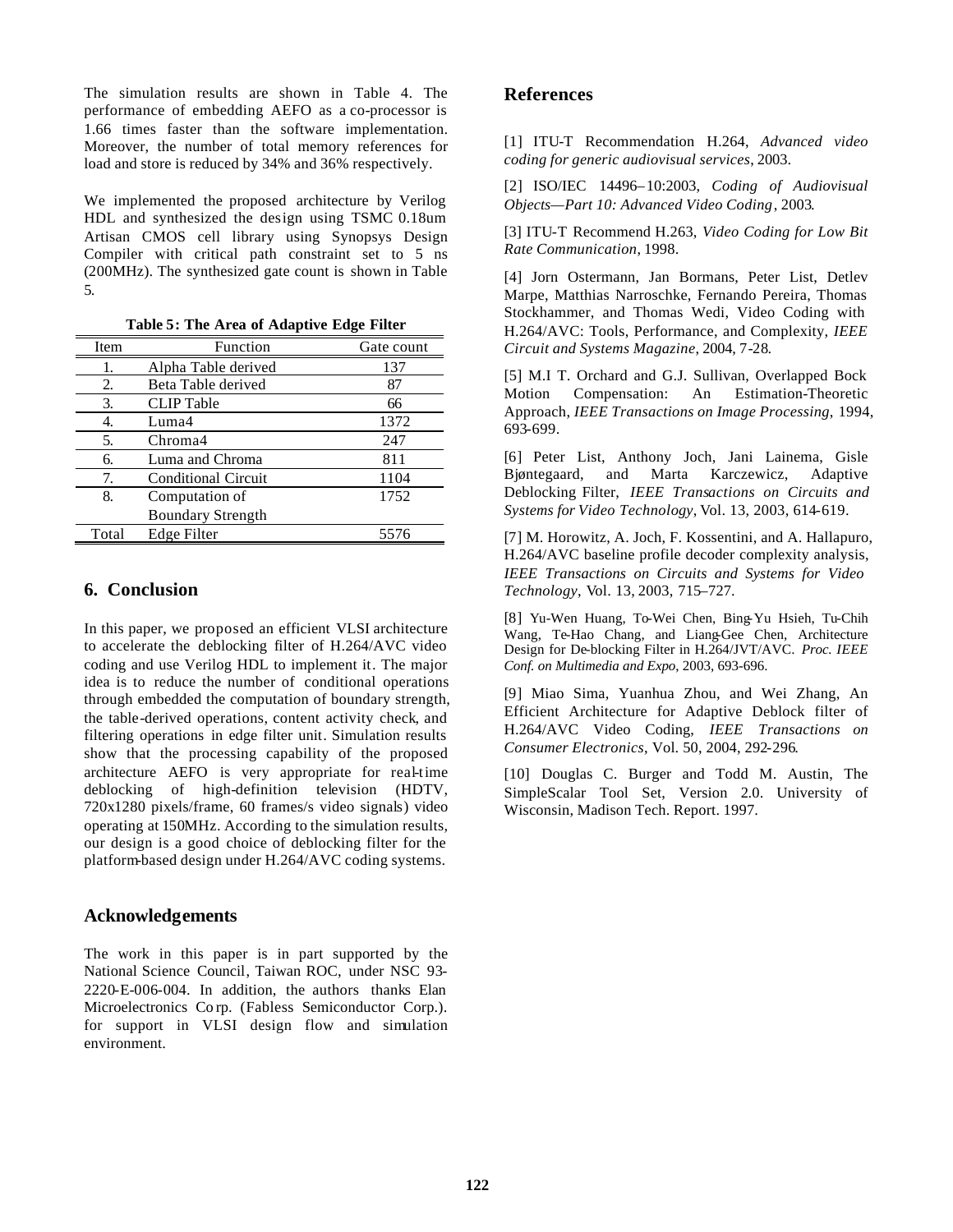The simulation results are shown in Table 4. The performance of embedding AEFO as a co-processor is 1.66 times faster than the software implementation. Moreover, the number of total memory references for load and store is reduced by 34% and 36% respectively.

We implemented the proposed architecture by Verilog HDL and synthesized the design using TSMC 0.18um Artisan CMOS cell library using Synopsys Design Compiler with critical path constraint set to 5 ns (200MHz). The synthesized gate count is shown in Table 5.

**Table 5: The Area of Adaptive Edge Filter**

| Item | Function | Gate count |
|---|---|---|
| 1. | Alpha Table derived | 137 |
| 2. | Beta Table derived | 87 |
| 3. | CLIP Table | 66 |
| 4. | Luma4 | 1372 |
| 5. | Chroma4 | 247 |
| 6. | Luma and Chroma | 811 |
| 7. | Conditional Circuit | 1104 |
| 8. | Computation of Boundary Strength | 1752 |
| Total | Edge Filter | 5576 |

## 6. Conclusion

In this paper, we proposed an efficient VLSI architecture to accelerate the deblocking filter of H.264/AVC video coding and use Verilog HDL to implement it. The major idea is to reduce the number of conditional operations through embedded the computation of boundary strength, the table-derived operations, content activity check, and filtering operations in edge filter unit. Simulation results show that the processing capability of the proposed architecture AEFO is very appropriate for real-time deblocking of high-definition television (HDTV, 720x1280 pixels/frame, 60 frames/s video signals) video operating at 150MHz. According to the simulation results, our design is a good choice of deblocking filter for the platform-based design under H.264/AVC coding systems.

## Acknowledgements

The work in this paper is in part supported by the National Science Council, Taiwan ROC, under NSC 93-2220-E-006-004. In addition, the authors thanks Elan Microelectronics Corp. (Fabless Semiconductor Corp.). for support in VLSI design flow and simulation environment.

## References

[1] ITU-T Recommendation H.264, *Advanced video coding for generic audiovisual services*, 2003.

[2] ISO/IEC 14496–10:2003, *Coding of Audiovisual Objects—Part 10: Advanced Video Coding*, 2003.

[3] ITU-T Recommend H.263, *Video Coding for Low Bit Rate Communication*, 1998.

[4] Jorn Ostermann, Jan Bormans, Peter List, Detlev Marpe, Matthias Narroschke, Fernando Pereira, Thomas Stockhammer, and Thomas Wedi, Video Coding with H.264/AVC: Tools, Performance, and Complexity, *IEEE Circuit and Systems Magazine*, 2004, 7-28.

[5] M.I T. Orchard and G.J. Sullivan, Overlapped Bock Motion Compensation: An Estimation-Theoretic Approach, *IEEE Transactions on Image Processing*, 1994, 693-699.

[6] Peter List, Anthony Joch, Jani Lainema, Gisle Bjøntegaard, and Marta Karczewicz, Adaptive Deblocking Filter, *IEEE Transactions on Circuits and Systems for Video Technology*, Vol. 13, 2003, 614-619.

[7] M. Horowitz, A. Joch, F. Kossentini, and A. Hallapuro, H.264/AVC baseline profile decoder complexity analysis, *IEEE Transactions on Circuits and Systems for Video Technology*, Vol. 13, 2003, 715–727.

[8] Yu-Wen Huang, To-Wei Chen, Bing-Yu Hsieh, Tu-Chih Wang, Te-Hao Chang, and Liang-Gee Chen, Architecture Design for De-blocking Filter in H.264/JVT/AVC. *Proc. IEEE Conf. on Multimedia and Expo*, 2003, 693-696.

[9] Miao Sima, Yuanhua Zhou, and Wei Zhang, An Efficient Architecture for Adaptive Deblock filter of H.264/AVC Video Coding, *IEEE Transactions on Consumer Electronics*, Vol. 50, 2004, 292-296.

[10] Douglas C. Burger and Todd M. Austin, The SimpleScalar Tool Set, Version 2.0. University of Wisconsin, Madison Tech. Report. 1997.